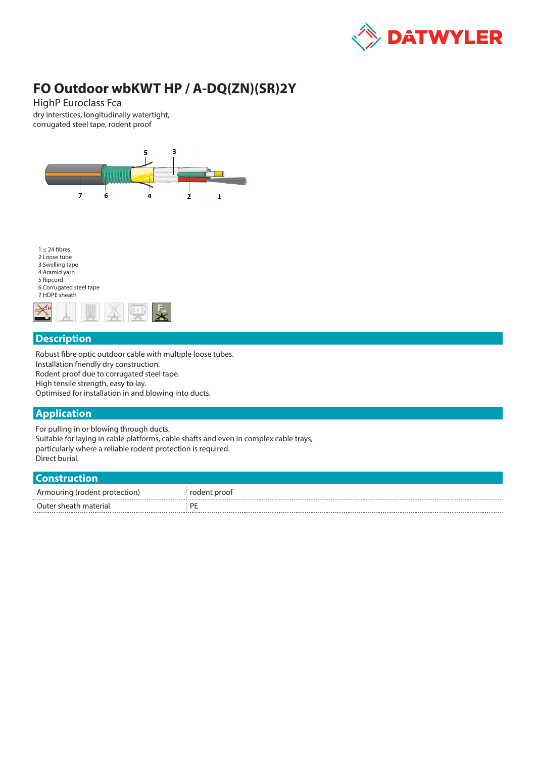# FO Outdoor wbKWT HP / A-DQ(ZN)(SR)2Y

HighP Euroclass Fca

dry interstices, longitudinally watertight,
corrugated steel tape, rodent proof

1 ≤ 24 fibres
2 Loose tube
3 Swelling tape
4 Aramid yarn
5 Ripcord
6 Corrugated steel tape
7 HDPE sheath

## Description

Robust fibre optic outdoor cable with multiple loose tubes.
Installation friendly dry construction.
Rodent proof due to corrugated steel tape.
High tensile strength, easy to lay.
Optimised for installation in and blowing into ducts.

## Application

For pulling in or blowing through ducts.
Suitable for laying in cable platforms, cable shafts and even in complex cable trays,
particularly where a reliable rodent protection is required.
Direct burial.

## Construction

| | |
|---|---|
| Armouring (rodent protection) | rodent proof |
| Outer sheath material | PE |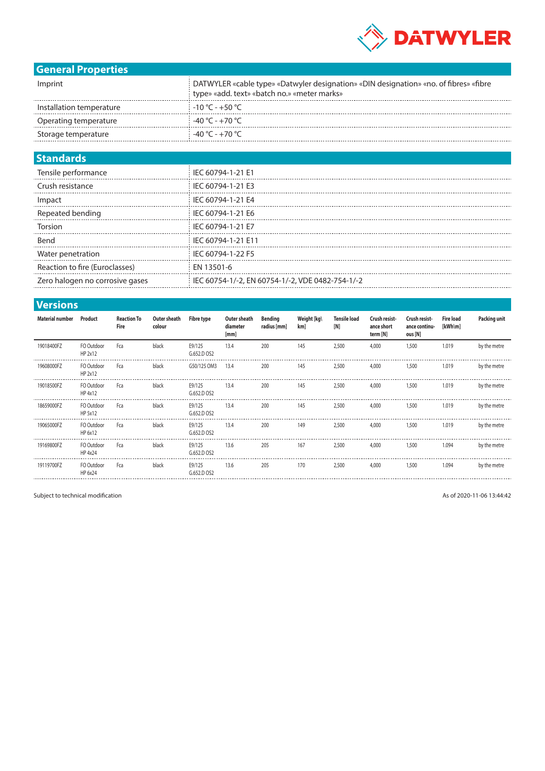## General Properties

| | |
|---|---|
| Imprint | DATWYLER «cable type» «Datwyler designation» «DIN designation» «no. of fibres» «fibre type» «add. text» «batch no.» «meter marks» |
| Installation temperature | -10 °C - +50 °C |
| Operating temperature | -40 °C - +70 °C |
| Storage temperature | -40 °C - +70 °C |

## Standards

| | |
|---|---|
| Tensile performance | IEC 60794-1-21 E1 |
| Crush resistance | IEC 60794-1-21 E3 |
| Impact | IEC 60794-1-21 E4 |
| Repeated bending | IEC 60794-1-21 E6 |
| Torsion | IEC 60794-1-21 E7 |
| Bend | IEC 60794-1-21 E11 |
| Water penetration | IEC 60794-1-22 F5 |
| Reaction to fire (Euroclasses) | EN 13501-6 |
| Zero halogen no corrosive gases | IEC 60754-1/-2, EN 60754-1/-2, VDE 0482-754-1/-2 |

## Versions

| Material number | Product | Reaction To Fire | Outer sheath colour | Fibre type | Outer sheath diameter [mm] | Bending radius [mm] | Weight [kg\km] | Tensile load [N] | Crush resistance short term [N] | Crush resistance continuous [N] | Fire load [kWh\m] | Packing unit |
|---|---|---|---|---|---|---|---|---|---|---|---|---|
| 19018400FZ | FO Outdoor HP 2x12 | Fca | black | E9/125 G.652.D OS2 | 13.4 | 200 | 145 | 2,500 | 4,000 | 1,500 | 1.019 | by the metre |
| 19608000FZ | FO Outdoor HP 2x12 | Fca | black | G50/125 OM3 | 13.4 | 200 | 145 | 2,500 | 4,000 | 1,500 | 1.019 | by the metre |
| 19018500FZ | FO Outdoor HP 4x12 | Fca | black | E9/125 G.652.D OS2 | 13.4 | 200 | 145 | 2,500 | 4,000 | 1,500 | 1.019 | by the metre |
| 18659000FZ | FO Outdoor HP 5x12 | Fca | black | E9/125 G.652.D OS2 | 13.4 | 200 | 145 | 2,500 | 4,000 | 1,500 | 1.019 | by the metre |
| 19065000FZ | FO Outdoor HP 6x12 | Fca | black | E9/125 G.652.D OS2 | 13.4 | 200 | 149 | 2,500 | 4,000 | 1,500 | 1.019 | by the metre |
| 19169800FZ | FO Outdoor HP 4x24 | Fca | black | E9/125 G.652.D OS2 | 13.6 | 205 | 167 | 2,500 | 4,000 | 1,500 | 1.094 | by the metre |
| 19119700FZ | FO Outdoor HP 6x24 | Fca | black | E9/125 G.652.D OS2 | 13.6 | 205 | 170 | 2,500 | 4,000 | 1,500 | 1.094 | by the metre |

Subject to technical modification

As of 2020-11-06 13:44:42